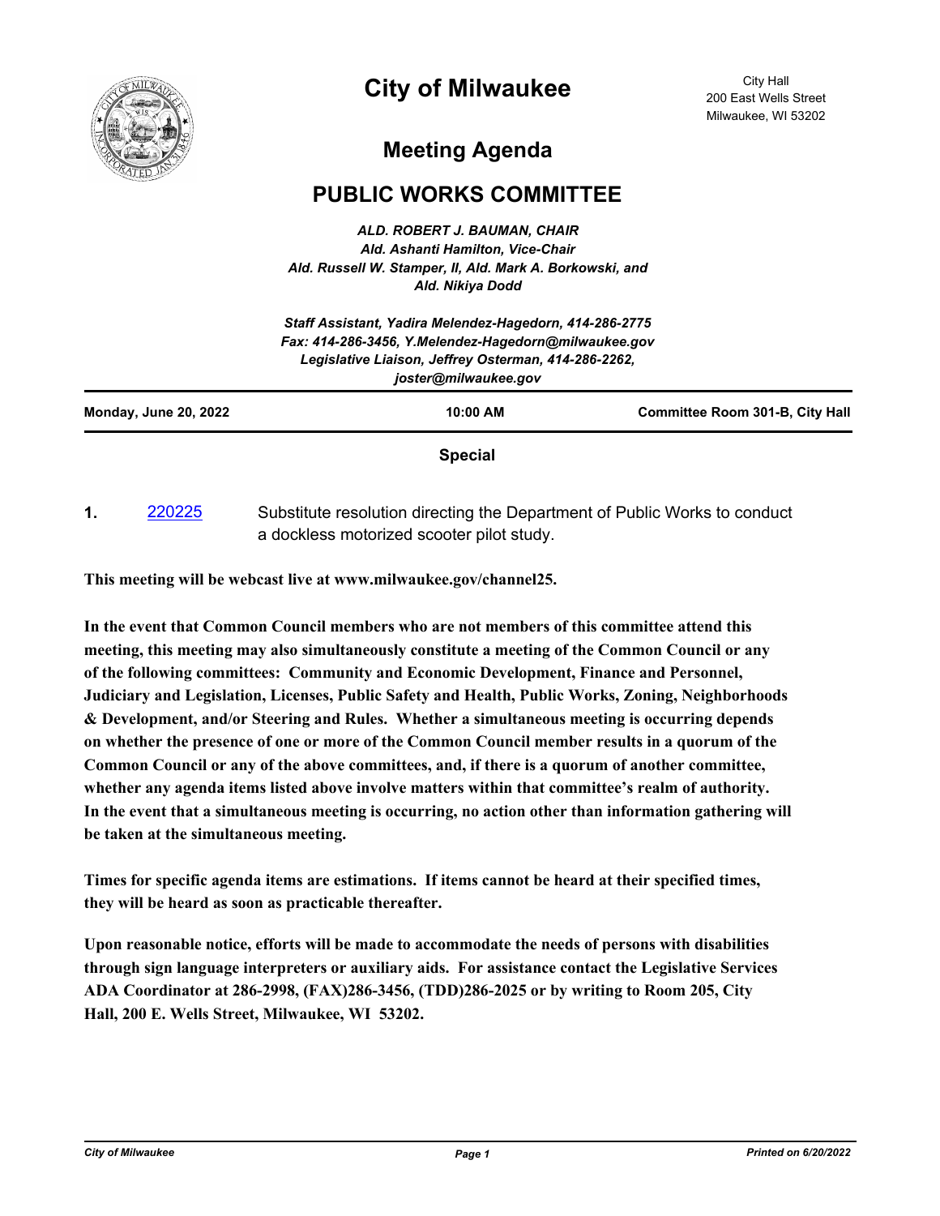# City of Milwaukee

City Hall
200 East Wells Street
Milwaukee, WI 53202

## Meeting Agenda

## PUBLIC WORKS COMMITTEE

***ALD. ROBERT J. BAUMAN, CHAIR***
*Ald. Ashanti Hamilton, Vice-Chair*
*Ald. Russell W. Stamper, II, Ald. Mark A. Borkowski, and Ald. Nikiya Dodd*

*Staff Assistant, Yadira Melendez-Hagedorn, 414-286-2775*
*Fax: 414-286-3456, Y.Melendez-Hagedorn@milwaukee.gov*
*Legislative Liaison, Jeffrey Osterman, 414-286-2262, joster@milwaukee.gov*

| **Monday, June 20, 2022** | **10:00 AM** | **Committee Room 301-B, City Hall** |
|---|---|---|

**Special**

**1.** 220225 Substitute resolution directing the Department of Public Works to conduct a dockless motorized scooter pilot study.

**This meeting will be webcast live at www.milwaukee.gov/channel25.**

**In the event that Common Council members who are not members of this committee attend this meeting, this meeting may also simultaneously constitute a meeting of the Common Council or any of the following committees: Community and Economic Development, Finance and Personnel, Judiciary and Legislation, Licenses, Public Safety and Health, Public Works, Zoning, Neighborhoods & Development, and/or Steering and Rules. Whether a simultaneous meeting is occurring depends on whether the presence of one or more of the Common Council member results in a quorum of the Common Council or any of the above committees, and, if there is a quorum of another committee, whether any agenda items listed above involve matters within that committee's realm of authority. In the event that a simultaneous meeting is occurring, no action other than information gathering will be taken at the simultaneous meeting.**

**Times for specific agenda items are estimations. If items cannot be heard at their specified times, they will be heard as soon as practicable thereafter.**

**Upon reasonable notice, efforts will be made to accommodate the needs of persons with disabilities through sign language interpreters or auxiliary aids. For assistance contact the Legislative Services ADA Coordinator at 286-2998, (FAX)286-3456, (TDD)286-2025 or by writing to Room 205, City Hall, 200 E. Wells Street, Milwaukee, WI 53202.**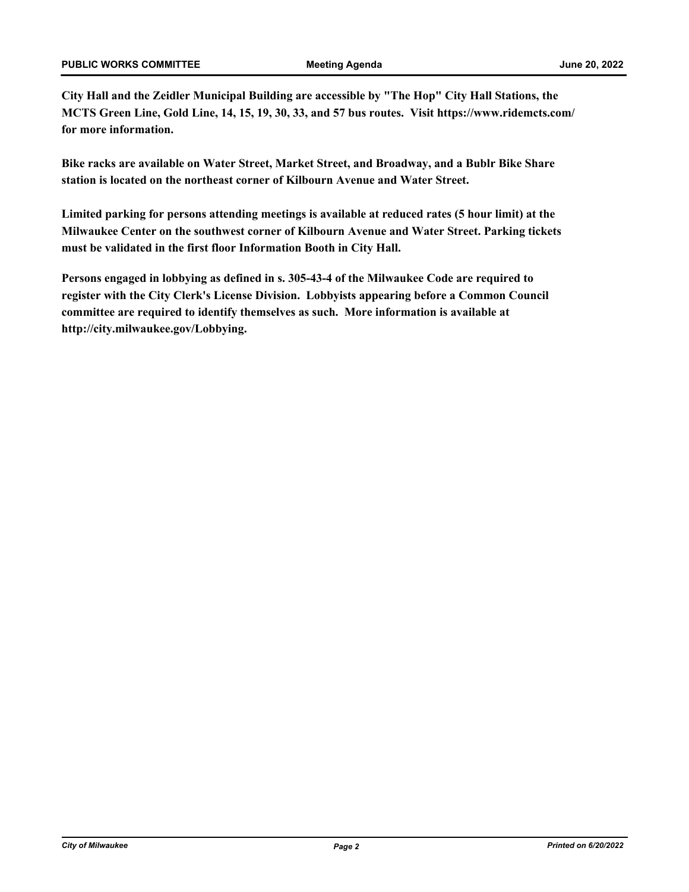**City Hall and the Zeidler Municipal Building are accessible by "The Hop" City Hall Stations, the MCTS Green Line, Gold Line, 14, 15, 19, 30, 33, and 57 bus routes. Visit https://www.ridemcts.com/ for more information.**

**Bike racks are available on Water Street, Market Street, and Broadway, and a Bublr Bike Share station is located on the northeast corner of Kilbourn Avenue and Water Street.**

**Limited parking for persons attending meetings is available at reduced rates (5 hour limit) at the Milwaukee Center on the southwest corner of Kilbourn Avenue and Water Street. Parking tickets must be validated in the first floor Information Booth in City Hall.**

**Persons engaged in lobbying as defined in s. 305-43-4 of the Milwaukee Code are required to register with the City Clerk's License Division. Lobbyists appearing before a Common Council committee are required to identify themselves as such. More information is available at http://city.milwaukee.gov/Lobbying.**